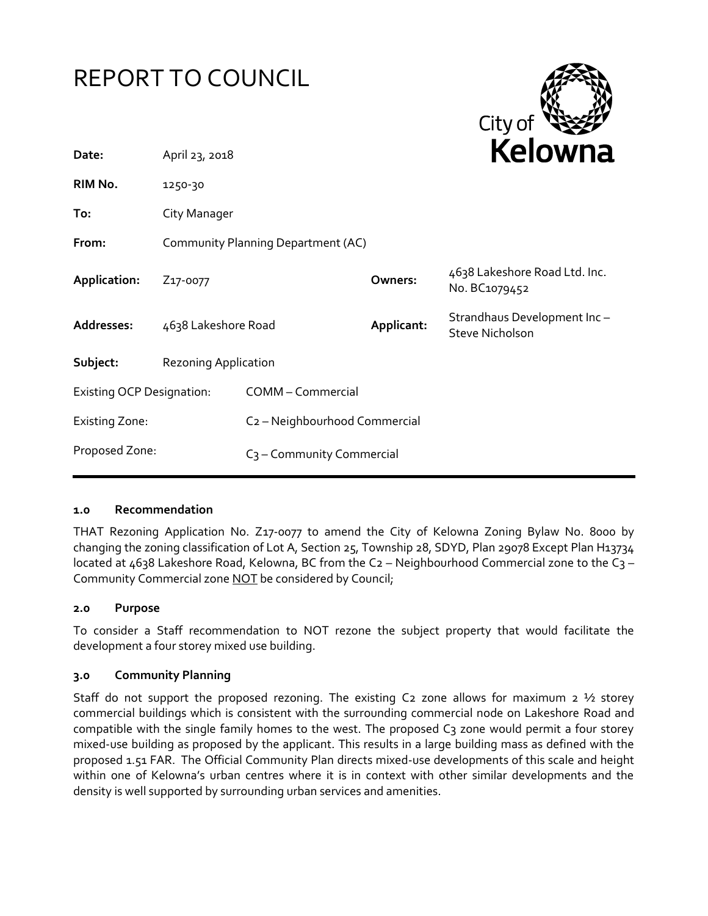# REPORT TO COUNCIL

City of Kelowna

| | | | |
|---|---|---|---|
| **Date:** | April 23, 2018 | | |
| **RIM No.** | 1250-30 | | |
| **To:** | City Manager | | |
| **From:** | Community Planning Department (AC) | | |
| **Application:** | Z17-0077 | **Owners:** | 4638 Lakeshore Road Ltd. Inc. No. BC1079452 |
| **Addresses:** | 4638 Lakeshore Road | **Applicant:** | Strandhaus Development Inc – Steve Nicholson |
| **Subject:** | Rezoning Application | | |
| Existing OCP Designation: | COMM – Commercial | | |
| Existing Zone: | C2 – Neighbourhood Commercial | | |
| Proposed Zone: | C3 – Community Commercial | | |

### 1.0 Recommendation

THAT Rezoning Application No. Z17-0077 to amend the City of Kelowna Zoning Bylaw No. 8000 by changing the zoning classification of Lot A, Section 25, Township 28, SDYD, Plan 29078 Except Plan H13734 located at 4638 Lakeshore Road, Kelowna, BC from the C2 – Neighbourhood Commercial zone to the C3 – Community Commercial zone NOT be considered by Council;

### 2.0 Purpose

To consider a Staff recommendation to NOT rezone the subject property that would facilitate the development a four storey mixed use building.

### 3.0 Community Planning

Staff do not support the proposed rezoning. The existing C2 zone allows for maximum 2 ½ storey commercial buildings which is consistent with the surrounding commercial node on Lakeshore Road and compatible with the single family homes to the west. The proposed C3 zone would permit a four storey mixed-use building as proposed by the applicant. This results in a large building mass as defined with the proposed 1.51 FAR. The Official Community Plan directs mixed-use developments of this scale and height within one of Kelowna's urban centres where it is in context with other similar developments and the density is well supported by surrounding urban services and amenities.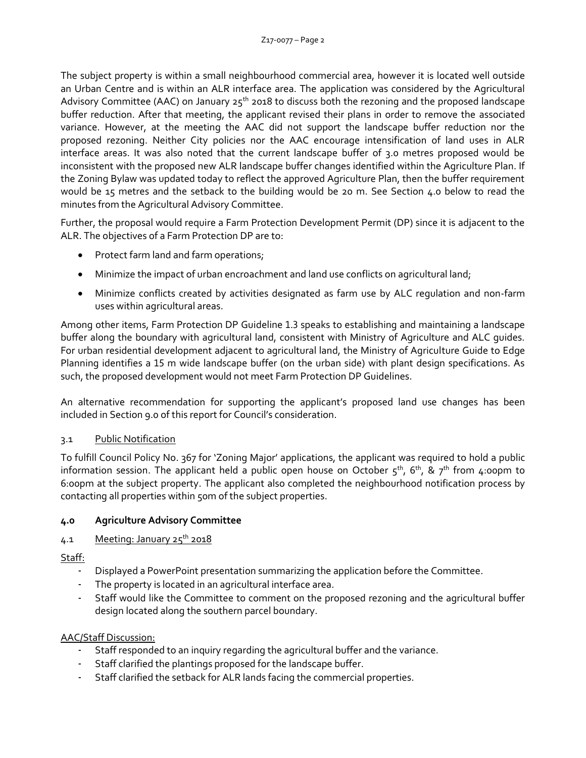The subject property is within a small neighbourhood commercial area, however it is located well outside an Urban Centre and is within an ALR interface area. The application was considered by the Agricultural Advisory Committee (AAC) on January 25th 2018 to discuss both the rezoning and the proposed landscape buffer reduction. After that meeting, the applicant revised their plans in order to remove the associated variance. However, at the meeting the AAC did not support the landscape buffer reduction nor the proposed rezoning. Neither City policies nor the AAC encourage intensification of land uses in ALR interface areas. It was also noted that the current landscape buffer of 3.0 metres proposed would be inconsistent with the proposed new ALR landscape buffer changes identified within the Agriculture Plan. If the Zoning Bylaw was updated today to reflect the approved Agriculture Plan, then the buffer requirement would be 15 metres and the setback to the building would be 20 m. See Section 4.0 below to read the minutes from the Agricultural Advisory Committee.

Further, the proposal would require a Farm Protection Development Permit (DP) since it is adjacent to the ALR. The objectives of a Farm Protection DP are to:

- Protect farm land and farm operations;
- Minimize the impact of urban encroachment and land use conflicts on agricultural land;
- Minimize conflicts created by activities designated as farm use by ALC regulation and non-farm uses within agricultural areas.

Among other items, Farm Protection DP Guideline 1.3 speaks to establishing and maintaining a landscape buffer along the boundary with agricultural land, consistent with Ministry of Agriculture and ALC guides. For urban residential development adjacent to agricultural land, the Ministry of Agriculture Guide to Edge Planning identifies a 15 m wide landscape buffer (on the urban side) with plant design specifications. As such, the proposed development would not meet Farm Protection DP Guidelines.

An alternative recommendation for supporting the applicant's proposed land use changes has been included in Section 9.0 of this report for Council's consideration.

### 3.1 Public Notification

To fulfill Council Policy No. 367 for 'Zoning Major' applications, the applicant was required to hold a public information session. The applicant held a public open house on October 5th, 6th, & 7th from 4:00pm to 6:00pm at the subject property. The applicant also completed the neighbourhood notification process by contacting all properties within 50m of the subject properties.

## 4.0 Agriculture Advisory Committee

### 4.1 Meeting: January 25th 2018

Staff:

- Displayed a PowerPoint presentation summarizing the application before the Committee.
- The property is located in an agricultural interface area.
- Staff would like the Committee to comment on the proposed rezoning and the agricultural buffer design located along the southern parcel boundary.

AAC/Staff Discussion:

- Staff responded to an inquiry regarding the agricultural buffer and the variance.
- Staff clarified the plantings proposed for the landscape buffer.
- Staff clarified the setback for ALR lands facing the commercial properties.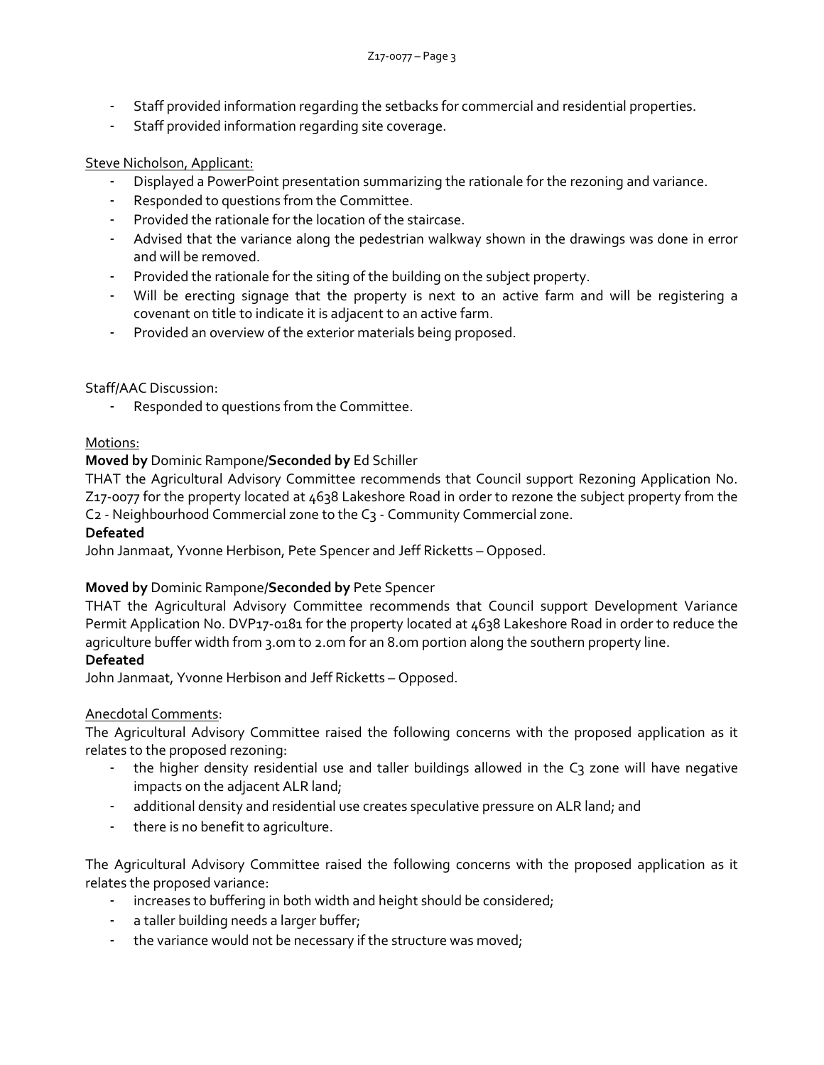- Staff provided information regarding the setbacks for commercial and residential properties.
- Staff provided information regarding site coverage.

Steve Nicholson, Applicant:

- Displayed a PowerPoint presentation summarizing the rationale for the rezoning and variance.
- Responded to questions from the Committee.
- Provided the rationale for the location of the staircase.
- Advised that the variance along the pedestrian walkway shown in the drawings was done in error and will be removed.
- Provided the rationale for the siting of the building on the subject property.
- Will be erecting signage that the property is next to an active farm and will be registering a covenant on title to indicate it is adjacent to an active farm.
- Provided an overview of the exterior materials being proposed.

Staff/AAC Discussion:

- Responded to questions from the Committee.

Motions:

**Moved by** Dominic Rampone/**Seconded by** Ed Schiller

THAT the Agricultural Advisory Committee recommends that Council support Rezoning Application No. Z17-0077 for the property located at 4638 Lakeshore Road in order to rezone the subject property from the C2 - Neighbourhood Commercial zone to the C3 - Community Commercial zone.

**Defeated**

John Janmaat, Yvonne Herbison, Pete Spencer and Jeff Ricketts – Opposed.

**Moved by** Dominic Rampone/**Seconded by** Pete Spencer

THAT the Agricultural Advisory Committee recommends that Council support Development Variance Permit Application No. DVP17-0181 for the property located at 4638 Lakeshore Road in order to reduce the agriculture buffer width from 3.0m to 2.0m for an 8.0m portion along the southern property line.

**Defeated**

John Janmaat, Yvonne Herbison and Jeff Ricketts – Opposed.

Anecdotal Comments:

The Agricultural Advisory Committee raised the following concerns with the proposed application as it relates to the proposed rezoning:

- the higher density residential use and taller buildings allowed in the C3 zone will have negative impacts on the adjacent ALR land;
- additional density and residential use creates speculative pressure on ALR land; and
- there is no benefit to agriculture.

The Agricultural Advisory Committee raised the following concerns with the proposed application as it relates the proposed variance:

- increases to buffering in both width and height should be considered;
- a taller building needs a larger buffer;
- the variance would not be necessary if the structure was moved;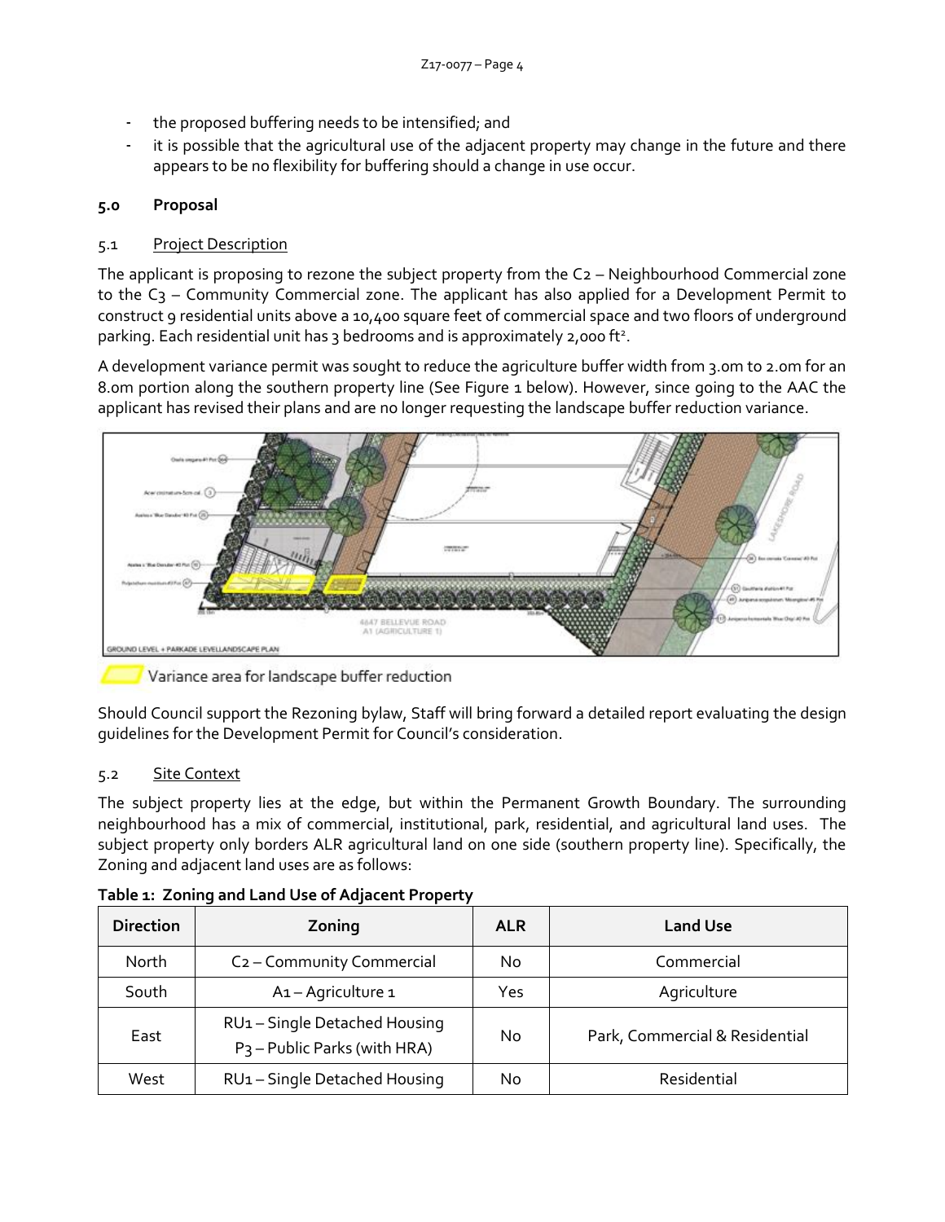- the proposed buffering needs to be intensified; and
- it is possible that the agricultural use of the adjacent property may change in the future and there appears to be no flexibility for buffering should a change in use occur.

## 5.0 Proposal

### 5.1 Project Description

The applicant is proposing to rezone the subject property from the C2 – Neighbourhood Commercial zone to the C3 – Community Commercial zone. The applicant has also applied for a Development Permit to construct 9 residential units above a 10,400 square feet of commercial space and two floors of underground parking. Each residential unit has 3 bedrooms and is approximately 2,000 ft².

A development variance permit was sought to reduce the agriculture buffer width from 3.0m to 2.0m for an 8.0m portion along the southern property line (See Figure 1 below). However, since going to the AAC the applicant has revised their plans and are no longer requesting the landscape buffer reduction variance.

Variance area for landscape buffer reduction

Should Council support the Rezoning bylaw, Staff will bring forward a detailed report evaluating the design guidelines for the Development Permit for Council's consideration.

### 5.2 Site Context

The subject property lies at the edge, but within the Permanent Growth Boundary. The surrounding neighbourhood has a mix of commercial, institutional, park, residential, and agricultural land uses. The subject property only borders ALR agricultural land on one side (southern property line). Specifically, the Zoning and adjacent land uses are as follows:

**Table 1: Zoning and Land Use of Adjacent Property**

| Direction | Zoning | ALR | Land Use |
|---|---|---|---|
| North | C2 – Community Commercial | No | Commercial |
| South | A1 – Agriculture 1 | Yes | Agriculture |
| East | RU1 – Single Detached Housing<br>P3 – Public Parks (with HRA) | No | Park, Commercial & Residential |
| West | RU1 – Single Detached Housing | No | Residential |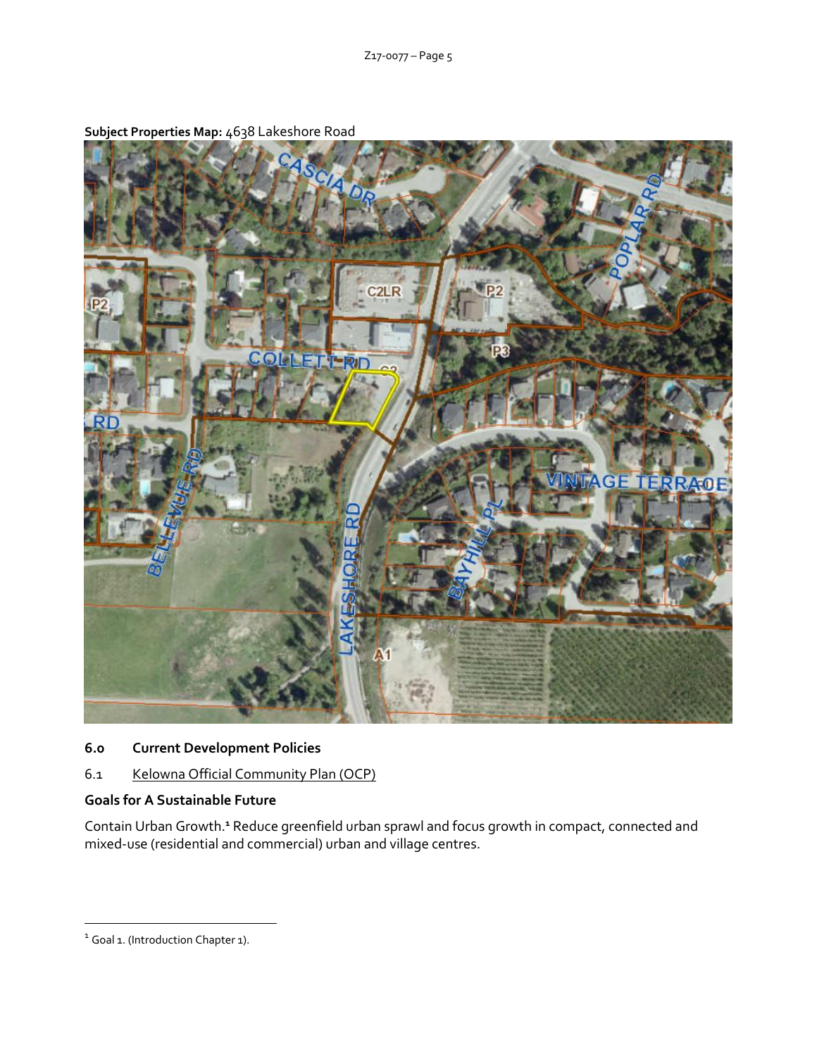**Subject Properties Map:** 4638 Lakeshore Road

## 6.0 Current Development Policies

6.1 Kelowna Official Community Plan (OCP)

**Goals for A Sustainable Future**

Contain Urban Growth.[1] Reduce greenfield urban sprawl and focus growth in compact, connected and mixed-use (residential and commercial) urban and village centres.

---

[1] Goal 1. (Introduction Chapter 1).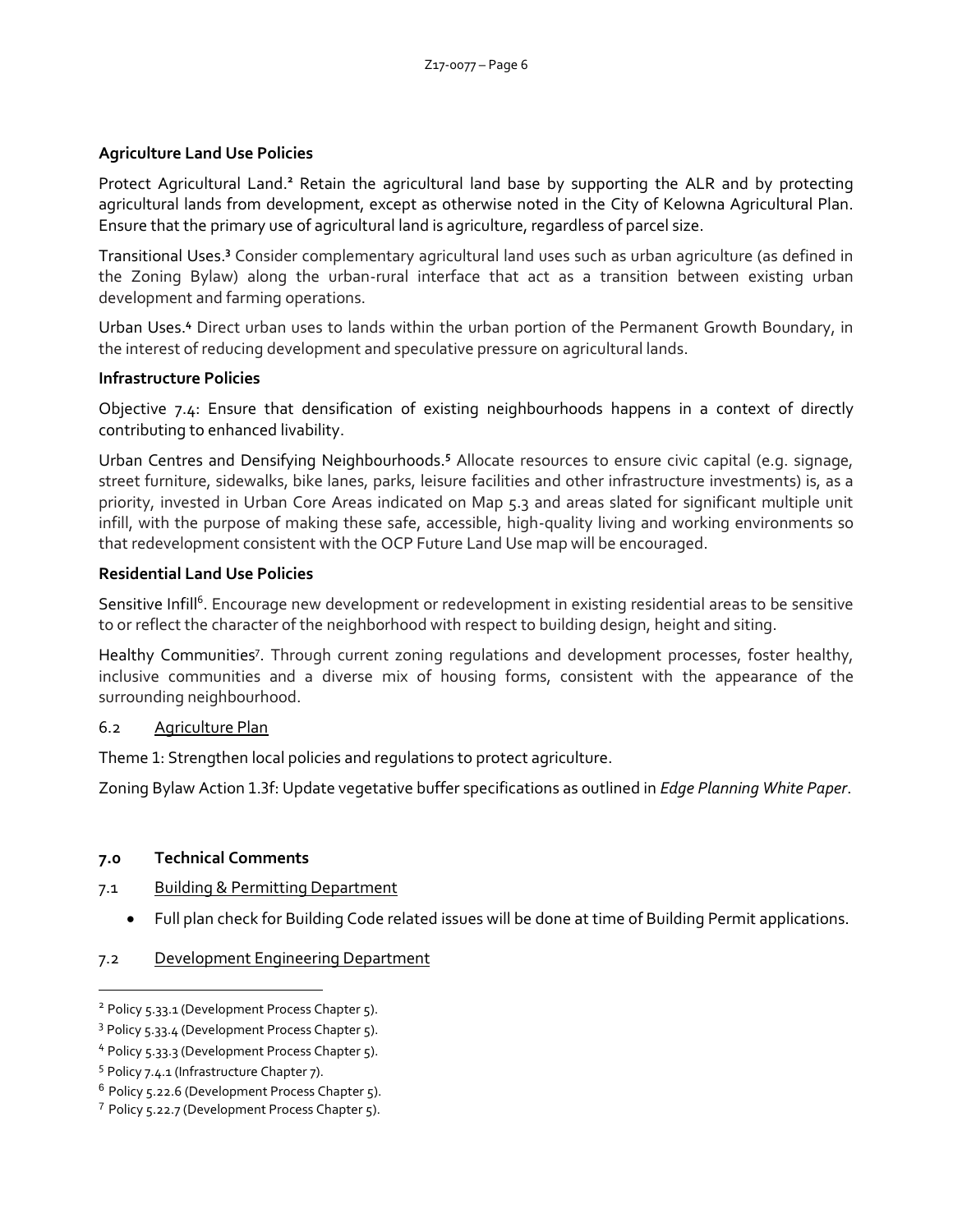### Agriculture Land Use Policies

Protect Agricultural Land.[2] Retain the agricultural land base by supporting the ALR and by protecting agricultural lands from development, except as otherwise noted in the City of Kelowna Agricultural Plan. Ensure that the primary use of agricultural land is agriculture, regardless of parcel size.

Transitional Uses.[3] Consider complementary agricultural land uses such as urban agriculture (as defined in the Zoning Bylaw) along the urban-rural interface that act as a transition between existing urban development and farming operations.

Urban Uses.[4] Direct urban uses to lands within the urban portion of the Permanent Growth Boundary, in the interest of reducing development and speculative pressure on agricultural lands.

### Infrastructure Policies

Objective 7.4: Ensure that densification of existing neighbourhoods happens in a context of directly contributing to enhanced livability.

Urban Centres and Densifying Neighbourhoods.[5] Allocate resources to ensure civic capital (e.g. signage, street furniture, sidewalks, bike lanes, parks, leisure facilities and other infrastructure investments) is, as a priority, invested in Urban Core Areas indicated on Map 5.3 and areas slated for significant multiple unit infill, with the purpose of making these safe, accessible, high-quality living and working environments so that redevelopment consistent with the OCP Future Land Use map will be encouraged.

### Residential Land Use Policies

Sensitive Infill[6]. Encourage new development or redevelopment in existing residential areas to be sensitive to or reflect the character of the neighborhood with respect to building design, height and siting.

Healthy Communities[7]. Through current zoning regulations and development processes, foster healthy, inclusive communities and a diverse mix of housing forms, consistent with the appearance of the surrounding neighbourhood.

6.2 Agriculture Plan

Theme 1: Strengthen local policies and regulations to protect agriculture.

Zoning Bylaw Action 1.3f: Update vegetative buffer specifications as outlined in *Edge Planning White Paper*.

## 7.0 Technical Comments

7.1 Building & Permitting Department

- Full plan check for Building Code related issues will be done at time of Building Permit applications.

7.2 Development Engineering Department

---

[2] Policy 5.33.1 (Development Process Chapter 5).

[3] Policy 5.33.4 (Development Process Chapter 5).

[4] Policy 5.33.3 (Development Process Chapter 5).

[5] Policy 7.4.1 (Infrastructure Chapter 7).

[6] Policy 5.22.6 (Development Process Chapter 5).

[7] Policy 5.22.7 (Development Process Chapter 5).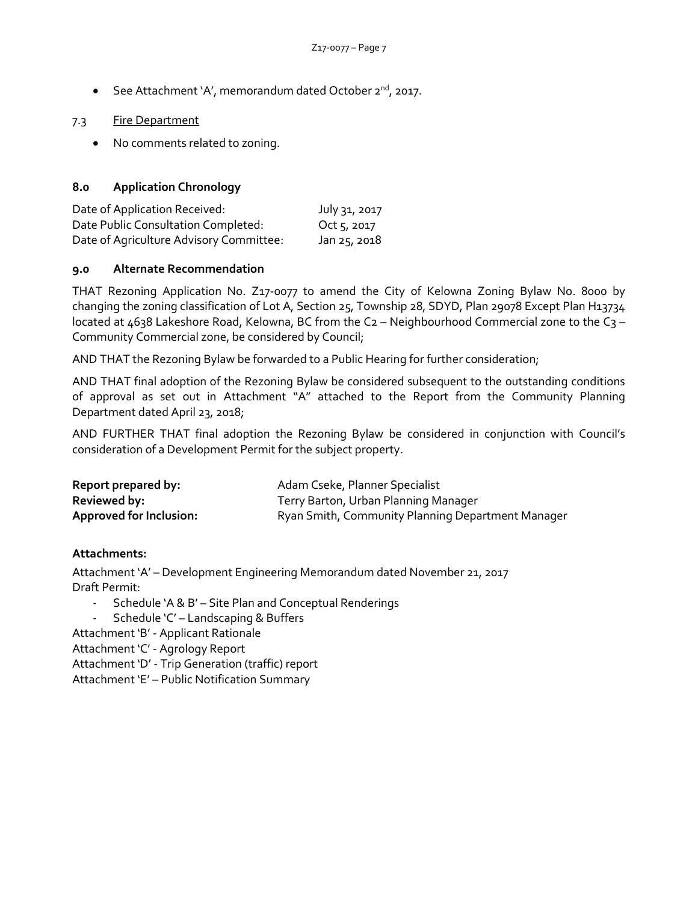- See Attachment 'A', memorandum dated October 2nd, 2017.

7.3 Fire Department

- No comments related to zoning.

### 8.0 Application Chronology

| | |
|---|---|
| Date of Application Received: | July 31, 2017 |
| Date Public Consultation Completed: | Oct 5, 2017 |
| Date of Agriculture Advisory Committee: | Jan 25, 2018 |

### 9.0 Alternate Recommendation

THAT Rezoning Application No. Z17-0077 to amend the City of Kelowna Zoning Bylaw No. 8000 by changing the zoning classification of Lot A, Section 25, Township 28, SDYD, Plan 29078 Except Plan H13734 located at 4638 Lakeshore Road, Kelowna, BC from the C2 – Neighbourhood Commercial zone to the C3 – Community Commercial zone, be considered by Council;

AND THAT the Rezoning Bylaw be forwarded to a Public Hearing for further consideration;

AND THAT final adoption of the Rezoning Bylaw be considered subsequent to the outstanding conditions of approval as set out in Attachment "A" attached to the Report from the Community Planning Department dated April 23, 2018;

AND FURTHER THAT final adoption the Rezoning Bylaw be considered in conjunction with Council's consideration of a Development Permit for the subject property.

| | |
|---|---|
| **Report prepared by:** | Adam Cseke, Planner Specialist |
| **Reviewed by:** | Terry Barton, Urban Planning Manager |
| **Approved for Inclusion:** | Ryan Smith, Community Planning Department Manager |

**Attachments:**

Attachment 'A' – Development Engineering Memorandum dated November 21, 2017
Draft Permit:

- Schedule 'A & B' – Site Plan and Conceptual Renderings
- Schedule 'C' – Landscaping & Buffers

Attachment 'B' - Applicant Rationale
Attachment 'C' - Agrology Report
Attachment 'D' - Trip Generation (traffic) report
Attachment 'E' – Public Notification Summary